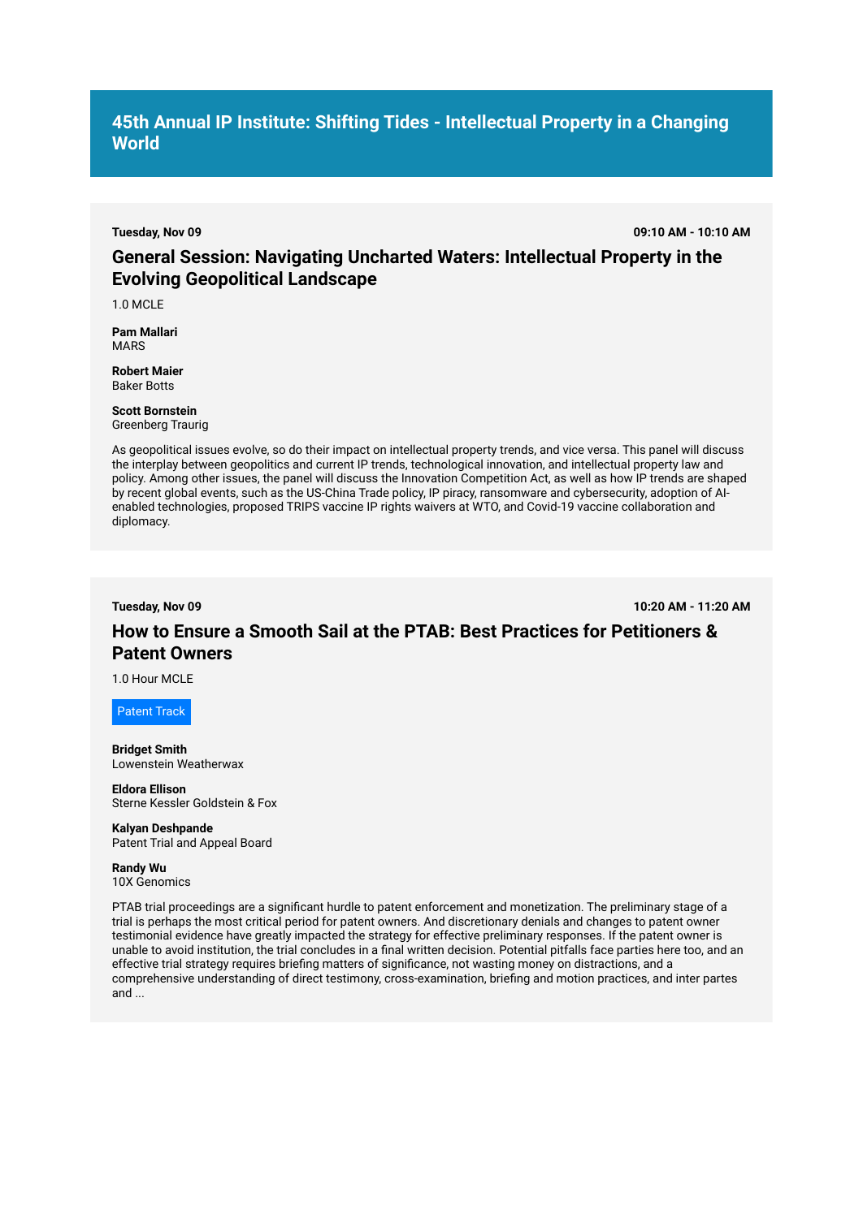# 45th Annual IP Institute: Shifting Tides - Intellectual Property in a Changing World

**Tuesday, Nov 09** **09:10 AM - 10:10 AM**

## General Session: Navigating Uncharted Waters: Intellectual Property in the Evolving Geopolitical Landscape

1.0 MCLE

**Pam Mallari**
MARS

**Robert Maier**
Baker Botts

**Scott Bornstein**
Greenberg Traurig

As geopolitical issues evolve, so do their impact on intellectual property trends, and vice versa. This panel will discuss the interplay between geopolitics and current IP trends, technological innovation, and intellectual property law and policy. Among other issues, the panel will discuss the Innovation Competition Act, as well as how IP trends are shaped by recent global events, such as the US-China Trade policy, IP piracy, ransomware and cybersecurity, adoption of AI-enabled technologies, proposed TRIPS vaccine IP rights waivers at WTO, and Covid-19 vaccine collaboration and diplomacy.

**Tuesday, Nov 09** **10:20 AM - 11:20 AM**

## How to Ensure a Smooth Sail at the PTAB: Best Practices for Petitioners & Patent Owners

1.0 Hour MCLE

Patent Track

**Bridget Smith**
Lowenstein Weatherwax

**Eldora Ellison**
Sterne Kessler Goldstein & Fox

**Kalyan Deshpande**
Patent Trial and Appeal Board

**Randy Wu**
10X Genomics

PTAB trial proceedings are a significant hurdle to patent enforcement and monetization. The preliminary stage of a trial is perhaps the most critical period for patent owners. And discretionary denials and changes to patent owner testimonial evidence have greatly impacted the strategy for effective preliminary responses. If the patent owner is unable to avoid institution, the trial concludes in a final written decision. Potential pitfalls face parties here too, and an effective trial strategy requires briefing matters of significance, not wasting money on distractions, and a comprehensive understanding of direct testimony, cross-examination, briefing and motion practices, and inter partes and ...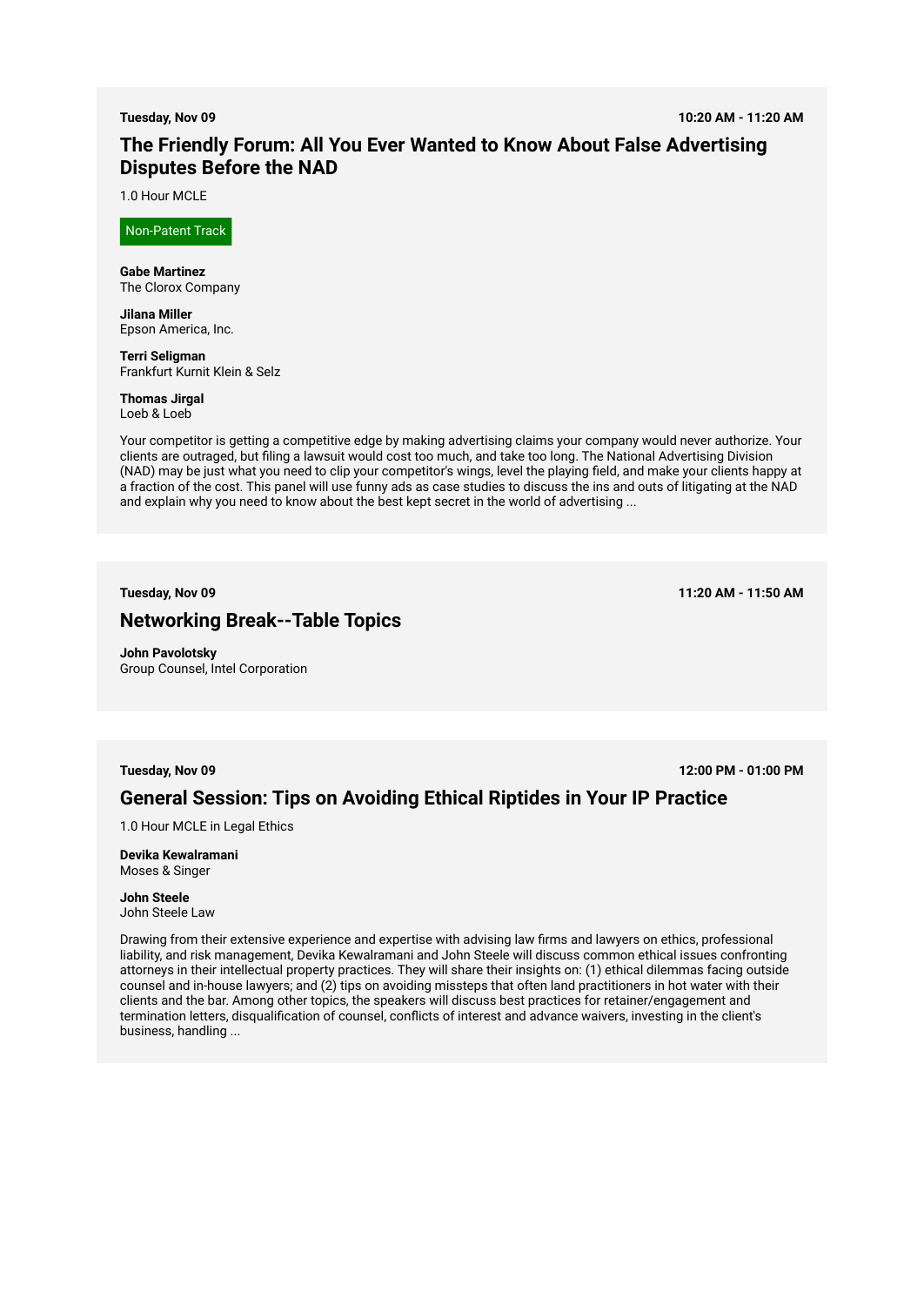**Tuesday, Nov 09** **10:20 AM - 11:20 AM**

## The Friendly Forum: All You Ever Wanted to Know About False Advertising Disputes Before the NAD

1.0 Hour MCLE

Non-Patent Track

**Gabe Martinez**
The Clorox Company

**Jilana Miller**
Epson America, Inc.

**Terri Seligman**
Frankfurt Kurnit Klein & Selz

**Thomas Jirgal**
Loeb & Loeb

Your competitor is getting a competitive edge by making advertising claims your company would never authorize. Your clients are outraged, but filing a lawsuit would cost too much, and take too long. The National Advertising Division (NAD) may be just what you need to clip your competitor's wings, level the playing field, and make your clients happy at a fraction of the cost. This panel will use funny ads as case studies to discuss the ins and outs of litigating at the NAD and explain why you need to know about the best kept secret in the world of advertising ...

**Tuesday, Nov 09** **11:20 AM - 11:50 AM**

## Networking Break--Table Topics

**John Pavolotsky**
Group Counsel, Intel Corporation

**Tuesday, Nov 09** **12:00 PM - 01:00 PM**

## General Session: Tips on Avoiding Ethical Riptides in Your IP Practice

1.0 Hour MCLE in Legal Ethics

**Devika Kewalramani**
Moses & Singer

**John Steele**
John Steele Law

Drawing from their extensive experience and expertise with advising law firms and lawyers on ethics, professional liability, and risk management, Devika Kewalramani and John Steele will discuss common ethical issues confronting attorneys in their intellectual property practices. They will share their insights on: (1) ethical dilemmas facing outside counsel and in-house lawyers; and (2) tips on avoiding missteps that often land practitioners in hot water with their clients and the bar. Among other topics, the speakers will discuss best practices for retainer/engagement and termination letters, disqualification of counsel, conflicts of interest and advance waivers, investing in the client's business, handling ...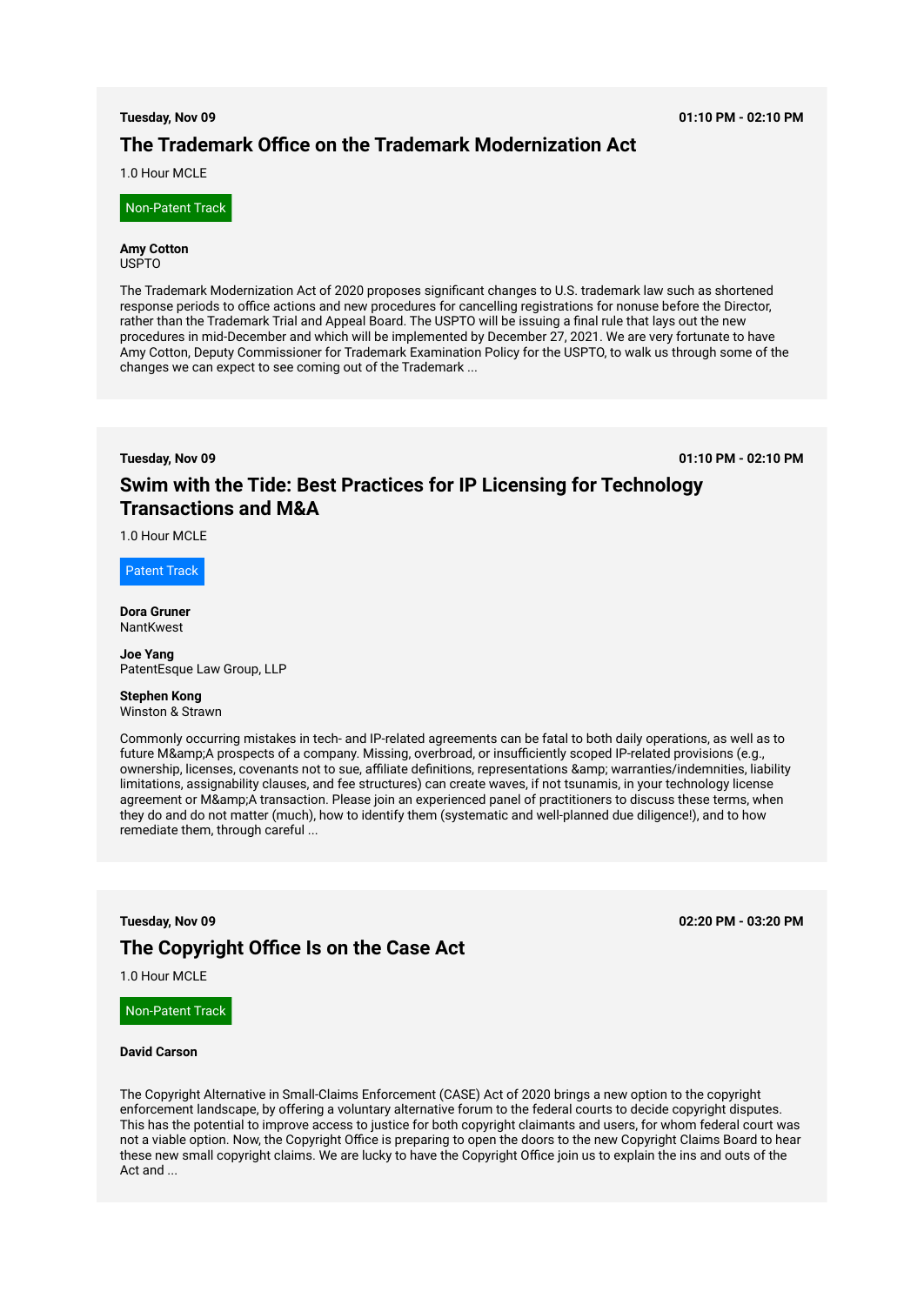**Tuesday, Nov 09** **01:10 PM - 02:10 PM**

## The Trademark Office on the Trademark Modernization Act

1.0 Hour MCLE

Non-Patent Track

**Amy Cotton**
USPTO

The Trademark Modernization Act of 2020 proposes significant changes to U.S. trademark law such as shortened response periods to office actions and new procedures for cancelling registrations for nonuse before the Director, rather than the Trademark Trial and Appeal Board. The USPTO will be issuing a final rule that lays out the new procedures in mid-December and which will be implemented by December 27, 2021. We are very fortunate to have Amy Cotton, Deputy Commissioner for Trademark Examination Policy for the USPTO, to walk us through some of the changes we can expect to see coming out of the Trademark ...

---

**Tuesday, Nov 09** **01:10 PM - 02:10 PM**

## Swim with the Tide: Best Practices for IP Licensing for Technology Transactions and M&A

1.0 Hour MCLE

Patent Track

**Dora Gruner**
NantKwest

**Joe Yang**
PatentEsque Law Group, LLP

**Stephen Kong**
Winston & Strawn

Commonly occurring mistakes in tech- and IP-related agreements can be fatal to both daily operations, as well as to future M&amp;A prospects of a company. Missing, overbroad, or insufficiently scoped IP-related provisions (e.g., ownership, licenses, covenants not to sue, affiliate definitions, representations &amp; warranties/indemnities, liability limitations, assignability clauses, and fee structures) can create waves, if not tsunamis, in your technology license agreement or M&amp;A transaction. Please join an experienced panel of practitioners to discuss these terms, when they do and do not matter (much), how to identify them (systematic and well-planned due diligence!), and to how remediate them, through careful ...

---

**Tuesday, Nov 09** **02:20 PM - 03:20 PM**

## The Copyright Office Is on the Case Act

1.0 Hour MCLE

Non-Patent Track

**David Carson**

The Copyright Alternative in Small-Claims Enforcement (CASE) Act of 2020 brings a new option to the copyright enforcement landscape, by offering a voluntary alternative forum to the federal courts to decide copyright disputes. This has the potential to improve access to justice for both copyright claimants and users, for whom federal court was not a viable option. Now, the Copyright Office is preparing to open the doors to the new Copyright Claims Board to hear these new small copyright claims. We are lucky to have the Copyright Office join us to explain the ins and outs of the Act and ...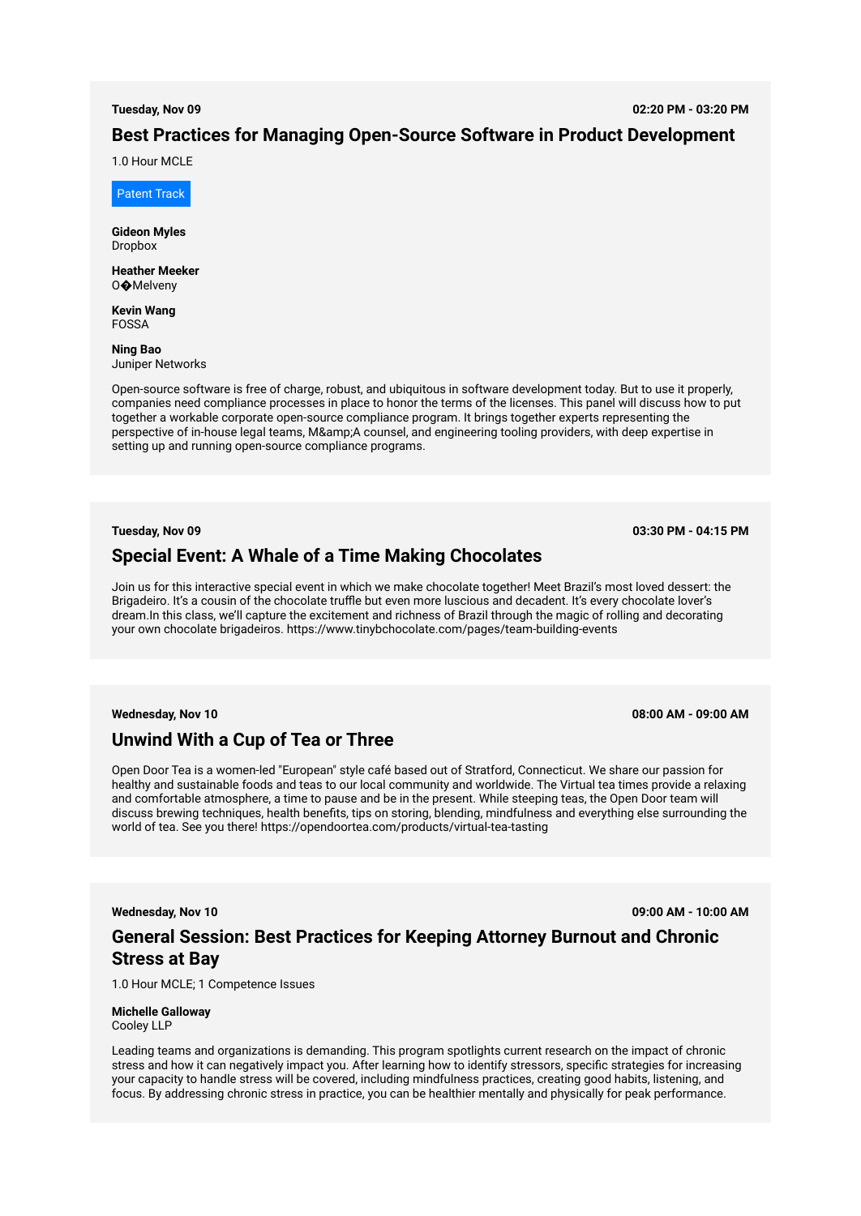**Tuesday, Nov 09** **02:20 PM - 03:20 PM**

## Best Practices for Managing Open-Source Software in Product Development

1.0 Hour MCLE

Patent Track

**Gideon Myles**
Dropbox

**Heather Meeker**
O�Melveny

**Kevin Wang**
FOSSA

**Ning Bao**
Juniper Networks

Open-source software is free of charge, robust, and ubiquitous in software development today. But to use it properly, companies need compliance processes in place to honor the terms of the licenses. This panel will discuss how to put together a workable corporate open-source compliance program. It brings together experts representing the perspective of in-house legal teams, M&amp;A counsel, and engineering tooling providers, with deep expertise in setting up and running open-source compliance programs.

---

**Tuesday, Nov 09** **03:30 PM - 04:15 PM**

## Special Event: A Whale of a Time Making Chocolates

Join us for this interactive special event in which we make chocolate together! Meet Brazil's most loved dessert: the Brigadeiro. It's a cousin of the chocolate truffle but even more luscious and decadent. It's every chocolate lover's dream.In this class, we'll capture the excitement and richness of Brazil through the magic of rolling and decorating your own chocolate brigadeiros. https://www.tinybchocolate.com/pages/team-building-events

---

**Wednesday, Nov 10** **08:00 AM - 09:00 AM**

## Unwind With a Cup of Tea or Three

Open Door Tea is a women-led "European" style café based out of Stratford, Connecticut. We share our passion for healthy and sustainable foods and teas to our local community and worldwide. The Virtual tea times provide a relaxing and comfortable atmosphere, a time to pause and be in the present. While steeping teas, the Open Door team will discuss brewing techniques, health benefits, tips on storing, blending, mindfulness and everything else surrounding the world of tea. See you there! https://opendoortea.com/products/virtual-tea-tasting

---

**Wednesday, Nov 10** **09:00 AM - 10:00 AM**

## General Session: Best Practices for Keeping Attorney Burnout and Chronic Stress at Bay

1.0 Hour MCLE; 1 Competence Issues

**Michelle Galloway**
Cooley LLP

Leading teams and organizations is demanding. This program spotlights current research on the impact of chronic stress and how it can negatively impact you. After learning how to identify stressors, specific strategies for increasing your capacity to handle stress will be covered, including mindfulness practices, creating good habits, listening, and focus. By addressing chronic stress in practice, you can be healthier mentally and physically for peak performance.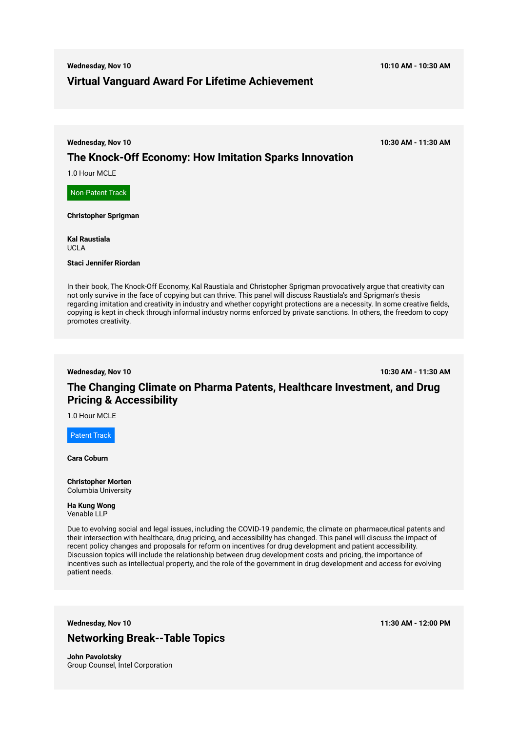**Wednesday, Nov 10** — **10:10 AM - 10:30 AM**

## Virtual Vanguard Award For Lifetime Achievement

---

**Wednesday, Nov 10** — **10:30 AM - 11:30 AM**

## The Knock-Off Economy: How Imitation Sparks Innovation

1.0 Hour MCLE

Non-Patent Track

**Christopher Sprigman**

**Kal Raustiala**
UCLA

**Staci Jennifer Riordan**

In their book, The Knock-Off Economy, Kal Raustiala and Christopher Sprigman provocatively argue that creativity can not only survive in the face of copying but can thrive. This panel will discuss Raustiala's and Sprigman's thesis regarding imitation and creativity in industry and whether copyright protections are a necessity. In some creative fields, copying is kept in check through informal industry norms enforced by private sanctions. In others, the freedom to copy promotes creativity.

---

**Wednesday, Nov 10** — **10:30 AM - 11:30 AM**

## The Changing Climate on Pharma Patents, Healthcare Investment, and Drug Pricing & Accessibility

1.0 Hour MCLE

Patent Track

**Cara Coburn**

**Christopher Morten**
Columbia University

**Ha Kung Wong**
Venable LLP

Due to evolving social and legal issues, including the COVID-19 pandemic, the climate on pharmaceutical patents and their intersection with healthcare, drug pricing, and accessibility has changed. This panel will discuss the impact of recent policy changes and proposals for reform on incentives for drug development and patient accessibility. Discussion topics will include the relationship between drug development costs and pricing, the importance of incentives such as intellectual property, and the role of the government in drug development and access for evolving patient needs.

---

**Wednesday, Nov 10** — **11:30 AM - 12:00 PM**

## Networking Break--Table Topics

**John Pavolotsky**
Group Counsel, Intel Corporation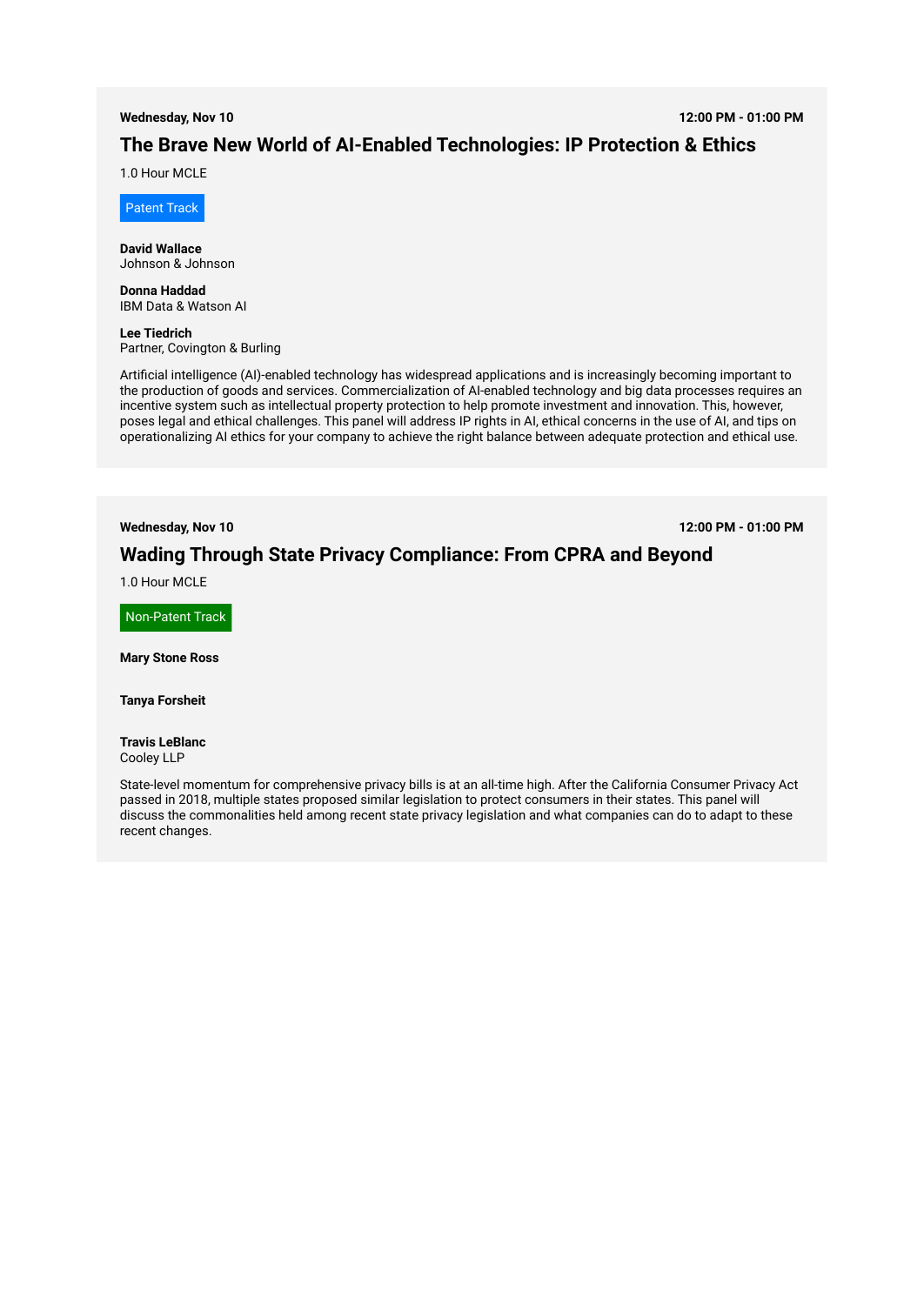**Wednesday, Nov 10** **12:00 PM - 01:00 PM**

## The Brave New World of AI-Enabled Technologies: IP Protection & Ethics

1.0 Hour MCLE

Patent Track

**David Wallace**
Johnson & Johnson

**Donna Haddad**
IBM Data & Watson AI

**Lee Tiedrich**
Partner, Covington & Burling

Artificial intelligence (AI)-enabled technology has widespread applications and is increasingly becoming important to the production of goods and services. Commercialization of AI-enabled technology and big data processes requires an incentive system such as intellectual property protection to help promote investment and innovation. This, however, poses legal and ethical challenges. This panel will address IP rights in AI, ethical concerns in the use of AI, and tips on operationalizing AI ethics for your company to achieve the right balance between adequate protection and ethical use.

**Wednesday, Nov 10** **12:00 PM - 01:00 PM**

## Wading Through State Privacy Compliance: From CPRA and Beyond

1.0 Hour MCLE

Non-Patent Track

**Mary Stone Ross**

**Tanya Forsheit**

**Travis LeBlanc**
Cooley LLP

State-level momentum for comprehensive privacy bills is at an all-time high. After the California Consumer Privacy Act passed in 2018, multiple states proposed similar legislation to protect consumers in their states. This panel will discuss the commonalities held among recent state privacy legislation and what companies can do to adapt to these recent changes.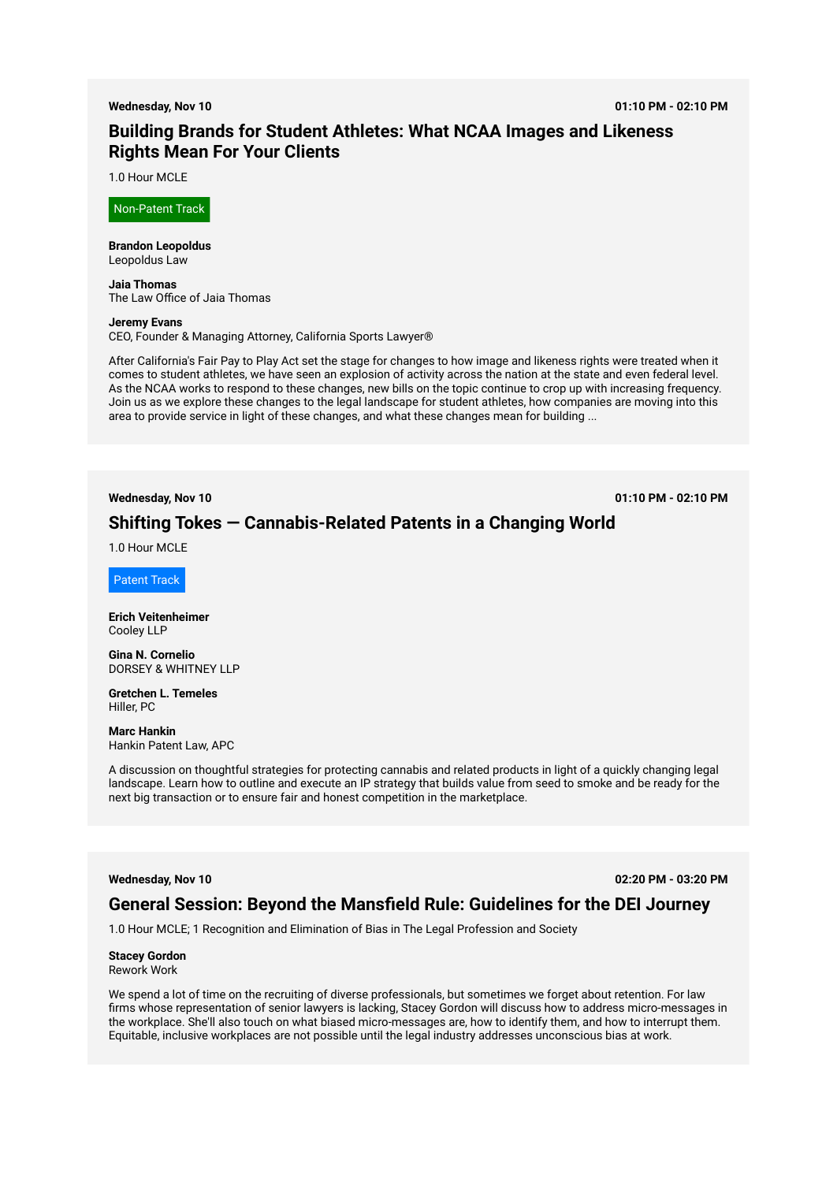**Wednesday, Nov 10** **01:10 PM - 02:10 PM**

## Building Brands for Student Athletes: What NCAA Images and Likeness Rights Mean For Your Clients

1.0 Hour MCLE

Non-Patent Track

**Brandon Leopoldus**
Leopoldus Law

**Jaia Thomas**
The Law Office of Jaia Thomas

**Jeremy Evans**
CEO, Founder & Managing Attorney, California Sports Lawyer®

After California's Fair Pay to Play Act set the stage for changes to how image and likeness rights were treated when it comes to student athletes, we have seen an explosion of activity across the nation at the state and even federal level. As the NCAA works to respond to these changes, new bills on the topic continue to crop up with increasing frequency. Join us as we explore these changes to the legal landscape for student athletes, how companies are moving into this area to provide service in light of these changes, and what these changes mean for building ...

---

**Wednesday, Nov 10** **01:10 PM - 02:10 PM**

## Shifting Tokes — Cannabis-Related Patents in a Changing World

1.0 Hour MCLE

Patent Track

**Erich Veitenheimer**
Cooley LLP

**Gina N. Cornelio**
DORSEY & WHITNEY LLP

**Gretchen L. Temeles**
Hiller, PC

**Marc Hankin**
Hankin Patent Law, APC

A discussion on thoughtful strategies for protecting cannabis and related products in light of a quickly changing legal landscape. Learn how to outline and execute an IP strategy that builds value from seed to smoke and be ready for the next big transaction or to ensure fair and honest competition in the marketplace.

---

**Wednesday, Nov 10** **02:20 PM - 03:20 PM**

## General Session: Beyond the Mansfield Rule: Guidelines for the DEI Journey

1.0 Hour MCLE; 1 Recognition and Elimination of Bias in The Legal Profession and Society

**Stacey Gordon**
Rework Work

We spend a lot of time on the recruiting of diverse professionals, but sometimes we forget about retention. For law firms whose representation of senior lawyers is lacking, Stacey Gordon will discuss how to address micro-messages in the workplace. She'll also touch on what biased micro-messages are, how to identify them, and how to interrupt them. Equitable, inclusive workplaces are not possible until the legal industry addresses unconscious bias at work.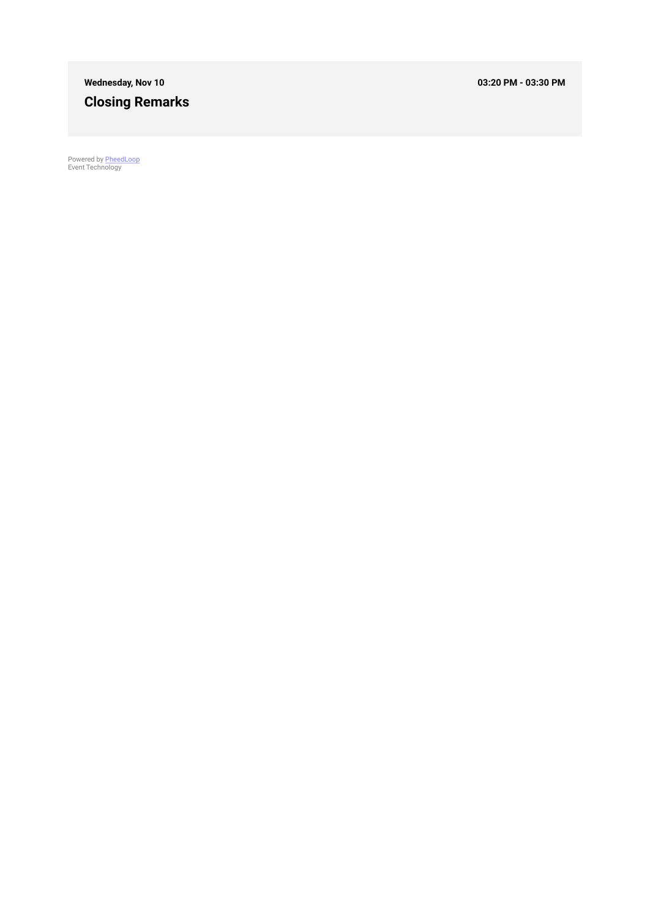**Wednesday, Nov 10** **03:20 PM - 03:30 PM**

## Closing Remarks

Powered by [PheedLoop](https://pheedloop.com)
Event Technology